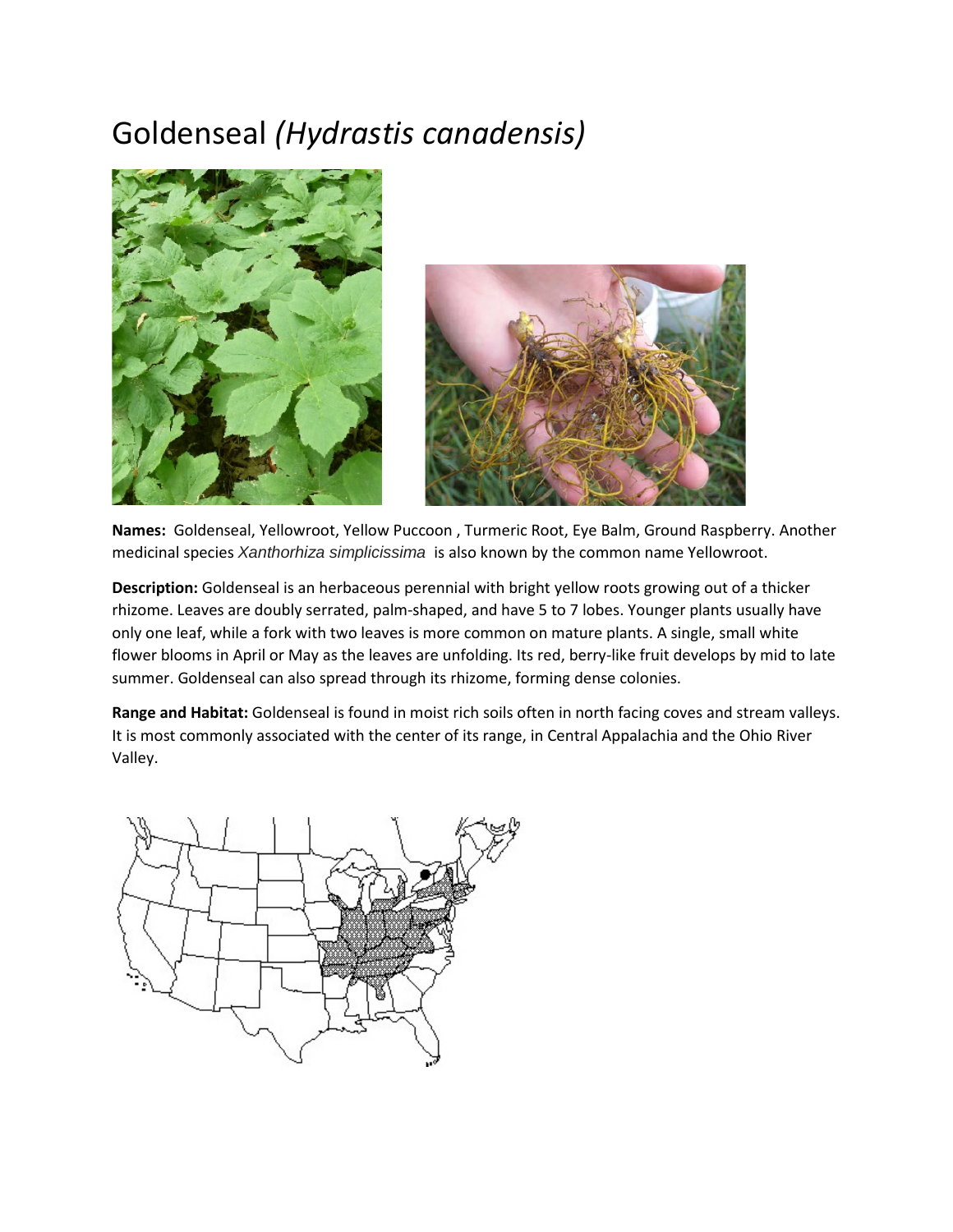# Goldenseal *(Hydrastis canadensis)*

**Names:** Goldenseal, Yellowroot, Yellow Puccoon , Turmeric Root, Eye Balm, Ground Raspberry. Another medicinal species *Xanthorhiza simplicissima* is also known by the common name Yellowroot.

**Description:** Goldenseal is an herbaceous perennial with bright yellow roots growing out of a thicker rhizome. Leaves are doubly serrated, palm-shaped, and have 5 to 7 lobes. Younger plants usually have only one leaf, while a fork with two leaves is more common on mature plants. A single, small white flower blooms in April or May as the leaves are unfolding. Its red, berry-like fruit develops by mid to late summer. Goldenseal can also spread through its rhizome, forming dense colonies.

**Range and Habitat:** Goldenseal is found in moist rich soils often in north facing coves and stream valleys. It is most commonly associated with the center of its range, in Central Appalachia and the Ohio River Valley.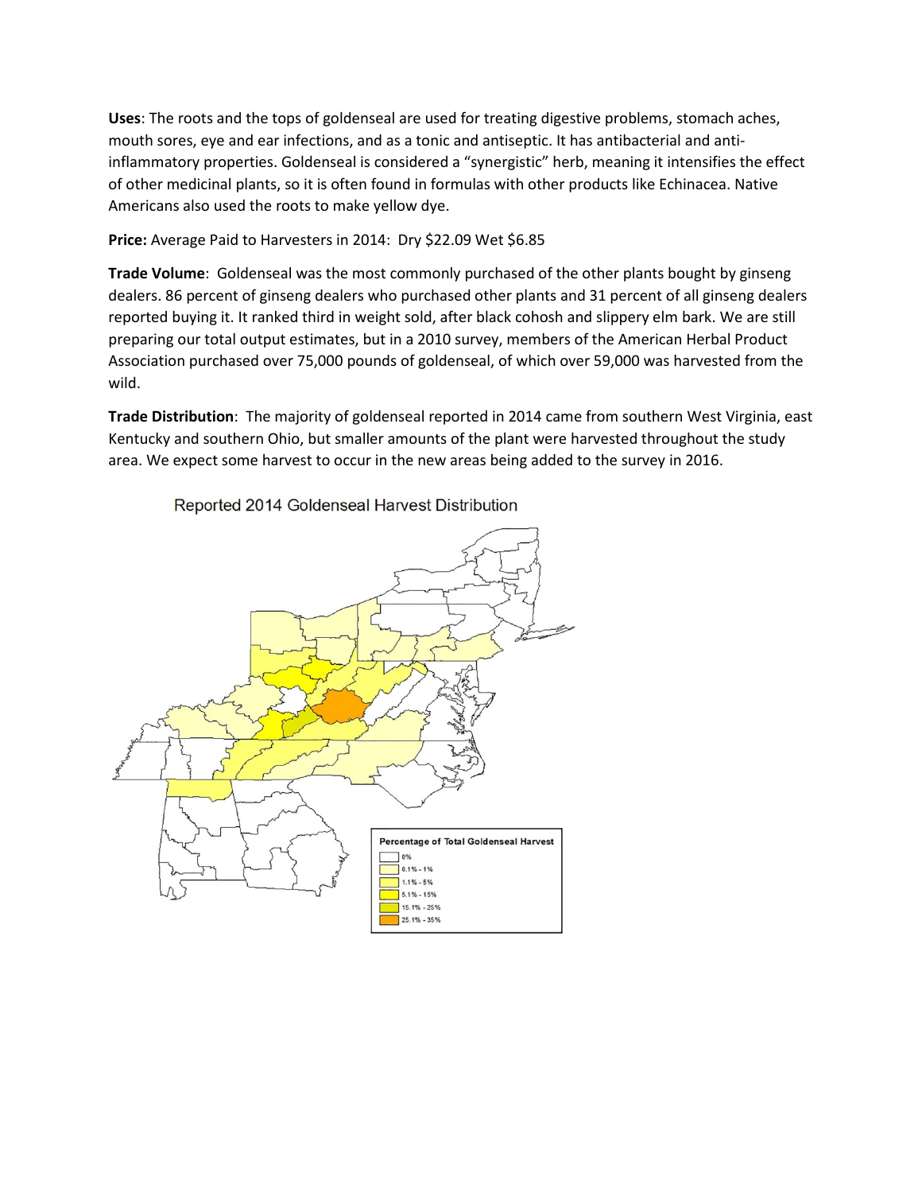**Uses**: The roots and the tops of goldenseal are used for treating digestive problems, stomach aches, mouth sores, eye and ear infections, and as a tonic and antiseptic. It has antibacterial and anti-inflammatory properties. Goldenseal is considered a "synergistic" herb, meaning it intensifies the effect of other medicinal plants, so it is often found in formulas with other products like Echinacea. Native Americans also used the roots to make yellow dye.

**Price:** Average Paid to Harvesters in 2014: Dry $22.09 Wet $6.85

**Trade Volume**: Goldenseal was the most commonly purchased of the other plants bought by ginseng dealers. 86 percent of ginseng dealers who purchased other plants and 31 percent of all ginseng dealers reported buying it. It ranked third in weight sold, after black cohosh and slippery elm bark. We are still preparing our total output estimates, but in a 2010 survey, members of the American Herbal Product Association purchased over 75,000 pounds of goldenseal, of which over 59,000 was harvested from the wild.

**Trade Distribution**: The majority of goldenseal reported in 2014 came from southern West Virginia, east Kentucky and southern Ohio, but smaller amounts of the plant were harvested throughout the study area. We expect some harvest to occur in the new areas being added to the survey in 2016.

Reported 2014 Goldenseal Harvest Distribution

Percentage of Total Goldenseal Harvest
- 0%
- 0.1% - 1%
- 1.1% - 5%
- 5.1% - 15%
- 15.1% - 25%
- 25.1% - 35%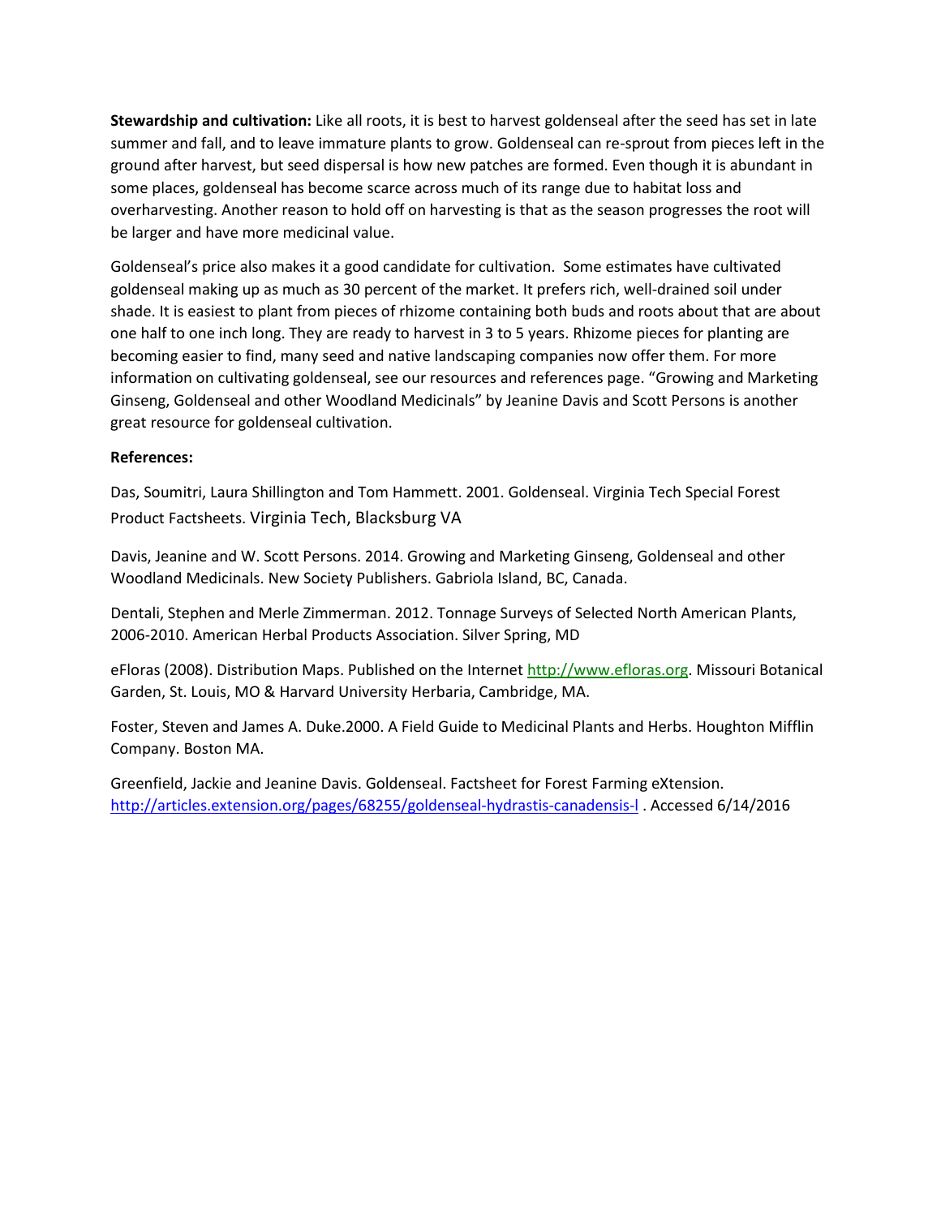**Stewardship and cultivation:** Like all roots, it is best to harvest goldenseal after the seed has set in late summer and fall, and to leave immature plants to grow. Goldenseal can re-sprout from pieces left in the ground after harvest, but seed dispersal is how new patches are formed. Even though it is abundant in some places, goldenseal has become scarce across much of its range due to habitat loss and overharvesting. Another reason to hold off on harvesting is that as the season progresses the root will be larger and have more medicinal value.

Goldenseal's price also makes it a good candidate for cultivation. Some estimates have cultivated goldenseal making up as much as 30 percent of the market. It prefers rich, well-drained soil under shade. It is easiest to plant from pieces of rhizome containing both buds and roots about that are about one half to one inch long. They are ready to harvest in 3 to 5 years. Rhizome pieces for planting are becoming easier to find, many seed and native landscaping companies now offer them. For more information on cultivating goldenseal, see our resources and references page. "Growing and Marketing Ginseng, Goldenseal and other Woodland Medicinals" by Jeanine Davis and Scott Persons is another great resource for goldenseal cultivation.

**References:**

Das, Soumitri, Laura Shillington and Tom Hammett. 2001. Goldenseal. Virginia Tech Special Forest Product Factsheets. Virginia Tech, Blacksburg VA

Davis, Jeanine and W. Scott Persons. 2014. Growing and Marketing Ginseng, Goldenseal and other Woodland Medicinals. New Society Publishers. Gabriola Island, BC, Canada.

Dentali, Stephen and Merle Zimmerman. 2012. Tonnage Surveys of Selected North American Plants, 2006-2010. American Herbal Products Association. Silver Spring, MD

eFloras (2008). Distribution Maps. Published on the Internet http://www.efloras.org. Missouri Botanical Garden, St. Louis, MO & Harvard University Herbaria, Cambridge, MA.

Foster, Steven and James A. Duke.2000. A Field Guide to Medicinal Plants and Herbs. Houghton Mifflin Company. Boston MA.

Greenfield, Jackie and Jeanine Davis. Goldenseal. Factsheet for Forest Farming eXtension. http://articles.extension.org/pages/68255/goldenseal-hydrastis-canadensis-l . Accessed 6/14/2016